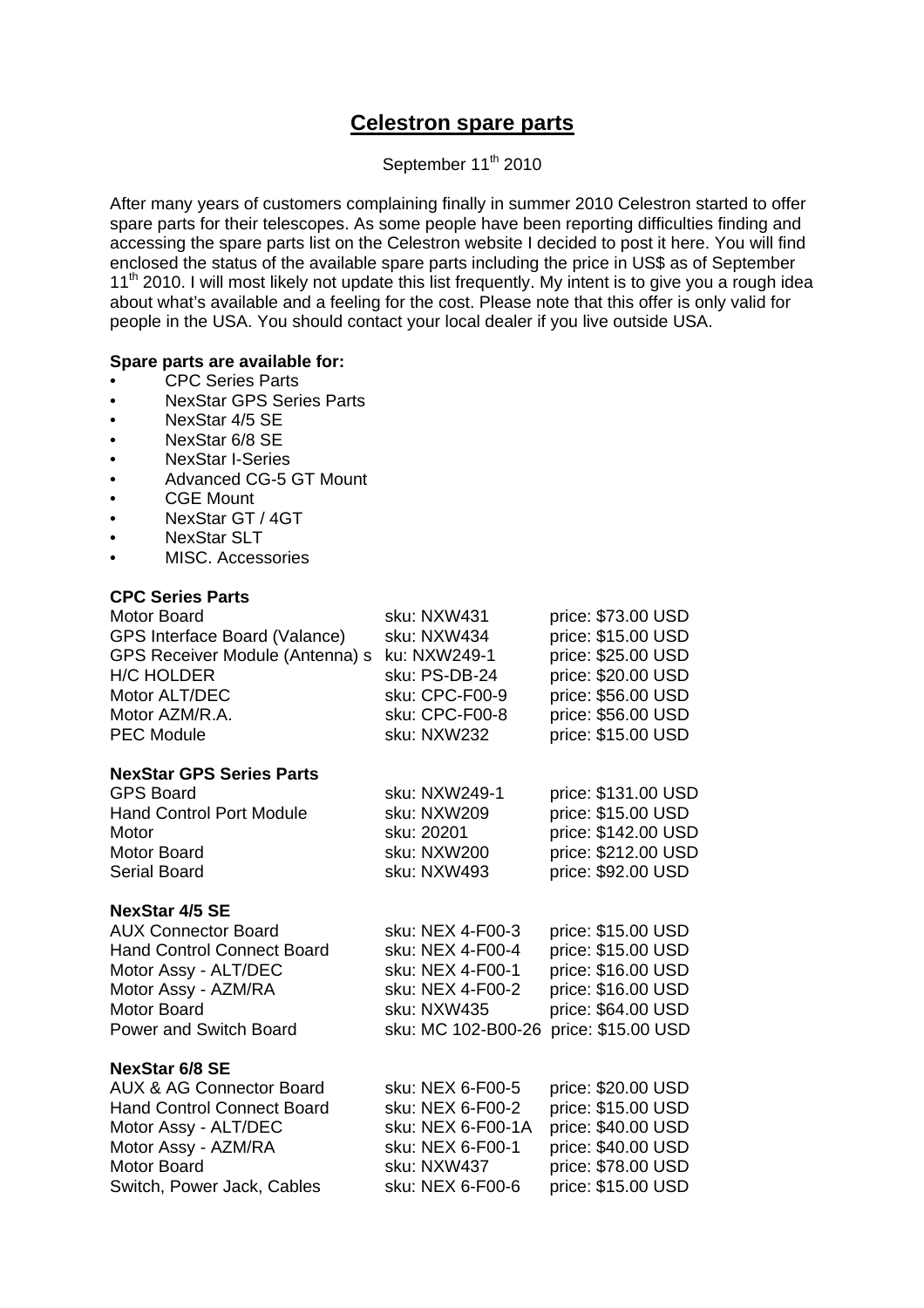# Celestron spare parts

September 11th 2010

After many years of customers complaining finally in summer 2010 Celestron started to offer spare parts for their telescopes. As some people have been reporting difficulties finding and accessing the spare parts list on the Celestron website I decided to post it here. You will find enclosed the status of the available spare parts including the price in US$ as of September 11th 2010. I will most likely not update this list frequently. My intent is to give you a rough idea about what's available and a feeling for the cost. Please note that this offer is only valid for people in the USA. You should contact your local dealer if you live outside USA.

**Spare parts are available for:**

- CPC Series Parts
- NexStar GPS Series Parts
- NexStar 4/5 SE
- NexStar 6/8 SE
- NexStar I-Series
- Advanced CG-5 GT Mount
- CGE Mount
- NexStar GT / 4GT
- NexStar SLT
- MISC. Accessories

**CPC Series Parts**

| | | |
|---|---|---|
| Motor Board | sku: NXW431 | price: $73.00 USD |
| GPS Interface Board (Valance) | sku: NXW434 | price: $15.00 USD |
| GPS Receiver Module (Antenna) s | ku: NXW249-1 | price: $25.00 USD |
| H/C HOLDER | sku: PS-DB-24 | price: $20.00 USD |
| Motor ALT/DEC | sku: CPC-F00-9 | price: $56.00 USD |
| Motor AZM/R.A. | sku: CPC-F00-8 | price: $56.00 USD |
| PEC Module | sku: NXW232 | price: $15.00 USD |

**NexStar GPS Series Parts**

| | | |
|---|---|---|
| GPS Board | sku: NXW249-1 | price: $131.00 USD |
| Hand Control Port Module | sku: NXW209 | price: $15.00 USD |
| Motor | sku: 20201 | price: $142.00 USD |
| Motor Board | sku: NXW200 | price: $212.00 USD |
| Serial Board | sku: NXW493 | price: $92.00 USD |

**NexStar 4/5 SE**

| | | |
|---|---|---|
| AUX Connector Board | sku: NEX 4-F00-3 | price: $15.00 USD |
| Hand Control Connect Board | sku: NEX 4-F00-4 | price: $15.00 USD |
| Motor Assy - ALT/DEC | sku: NEX 4-F00-1 | price: $16.00 USD |
| Motor Assy - AZM/RA | sku: NEX 4-F00-2 | price: $16.00 USD |
| Motor Board | sku: NXW435 | price: $64.00 USD |
| Power and Switch Board | sku: MC 102-B00-26 | price: $15.00 USD |

**NexStar 6/8 SE**

| | | |
|---|---|---|
| AUX & AG Connector Board | sku: NEX 6-F00-5 | price: $20.00 USD |
| Hand Control Connect Board | sku: NEX 6-F00-2 | price: $15.00 USD |
| Motor Assy - ALT/DEC | sku: NEX 6-F00-1A | price: $40.00 USD |
| Motor Assy - AZM/RA | sku: NEX 6-F00-1 | price: $40.00 USD |
| Motor Board | sku: NXW437 | price: $78.00 USD |
| Switch, Power Jack, Cables | sku: NEX 6-F00-6 | price: $15.00 USD |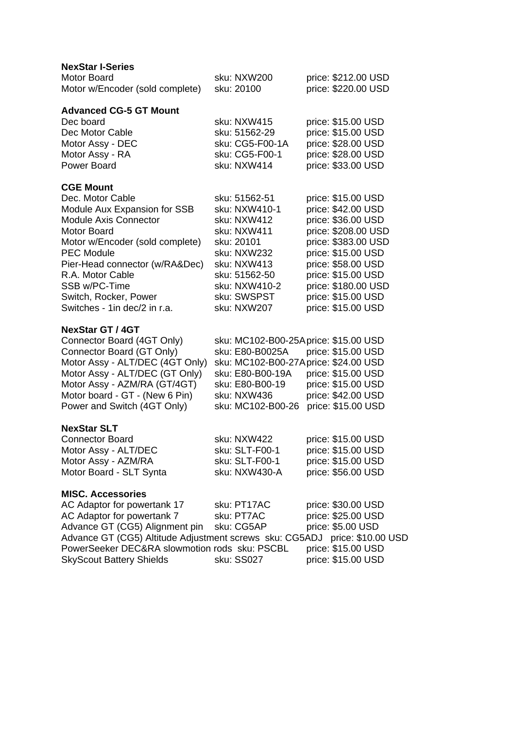**NexStar I-Series**

| | | |
|---|---|---|
| Motor Board | sku: NXW200 | price: $212.00 USD |
| Motor w/Encoder (sold complete) | sku: 20100 | price: $220.00 USD |

**Advanced CG-5 GT Mount**

| | | |
|---|---|---|
| Dec board | sku: NXW415 | price: $15.00 USD |
| Dec Motor Cable | sku: 51562-29 | price: $15.00 USD |
| Motor Assy - DEC | sku: CG5-F00-1A | price: $28.00 USD |
| Motor Assy - RA | sku: CG5-F00-1 | price: $28.00 USD |
| Power Board | sku: NXW414 | price: $33.00 USD |

**CGE Mount**

| | | |
|---|---|---|
| Dec. Motor Cable | sku: 51562-51 | price: $15.00 USD |
| Module Aux Expansion for SSB | sku: NXW410-1 | price: $42.00 USD |
| Module Axis Connector | sku: NXW412 | price: $36.00 USD |
| Motor Board | sku: NXW411 | price: $208.00 USD |
| Motor w/Encoder (sold complete) | sku: 20101 | price: $383.00 USD |
| PEC Module | sku: NXW232 | price: $15.00 USD |
| Pier-Head connector (w/RA&Dec) | sku: NXW413 | price: $58.00 USD |
| R.A. Motor Cable | sku: 51562-50 | price: $15.00 USD |
| SSB w/PC-Time | sku: NXW410-2 | price: $180.00 USD |
| Switch, Rocker, Power | sku: SWSPST | price: $15.00 USD |
| Switches - 1in dec/2 in r.a. | sku: NXW207 | price: $15.00 USD |

**NexStar GT / 4GT**

| | | |
|---|---|---|
| Connector Board (4GT Only) | sku: MC102-B00-25A | price: $15.00 USD |
| Connector Board (GT Only) | sku: E80-B0025A | price: $15.00 USD |
| Motor Assy - ALT/DEC (4GT Only) | sku: MC102-B00-27A | price: $24.00 USD |
| Motor Assy - ALT/DEC (GT Only) | sku: E80-B00-19A | price: $15.00 USD |
| Motor Assy - AZM/RA (GT/4GT) | sku: E80-B00-19 | price: $15.00 USD |
| Motor board - GT - (New 6 Pin) | sku: NXW436 | price: $42.00 USD |
| Power and Switch (4GT Only) | sku: MC102-B00-26 | price: $15.00 USD |

**NexStar SLT**

| | | |
|---|---|---|
| Connector Board | sku: NXW422 | price: $15.00 USD |
| Motor Assy - ALT/DEC | sku: SLT-F00-1 | price: $15.00 USD |
| Motor Assy - AZM/RA | sku: SLT-F00-1 | price: $15.00 USD |
| Motor Board - SLT Synta | sku: NXW430-A | price: $56.00 USD |

**MISC. Accessories**

| | | |
|---|---|---|
| AC Adaptor for powertank 17 | sku: PT17AC | price: $30.00 USD |
| AC Adaptor for powertank 7 | sku: PT7AC | price: $25.00 USD |
| Advance GT (CG5) Alignment pin | sku: CG5AP | price: $5.00 USD |
| Advance GT (CG5) Altitude Adjustment screws | sku: CG5ADJ | price: $10.00 USD |
| PowerSeeker DEC&RA slowmotion rods | sku: PSCBL | price: $15.00 USD |
| SkyScout Battery Shields | sku: SS027 | price: $15.00 USD |